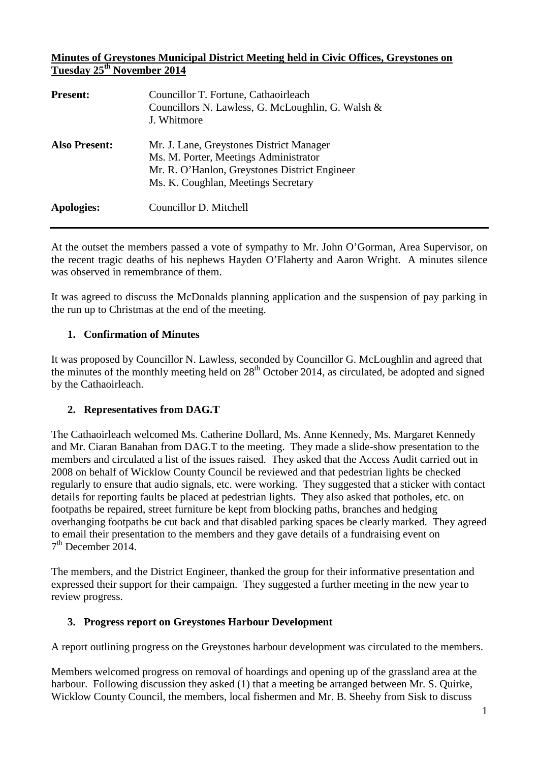**Minutes of Greystones Municipal District Meeting held in Civic Offices, Greystones on Tuesday 25th November 2014**

| | |
|---|---|
| **Present:** | Councillor T. Fortune, Cathaoirleach<br>Councillors N. Lawless, G. McLoughlin, G. Walsh & J. Whitmore |
| **Also Present:** | Mr. J. Lane, Greystones District Manager<br>Ms. M. Porter, Meetings Administrator<br>Mr. R. O'Hanlon, Greystones District Engineer<br>Ms. K. Coughlan, Meetings Secretary |
| **Apologies:** | Councillor D. Mitchell |

---

At the outset the members passed a vote of sympathy to Mr. John O'Gorman, Area Supervisor, on the recent tragic deaths of his nephews Hayden O'Flaherty and Aaron Wright. A minutes silence was observed in remembrance of them.

It was agreed to discuss the McDonalds planning application and the suspension of pay parking in the run up to Christmas at the end of the meeting.

### 1. Confirmation of Minutes

It was proposed by Councillor N. Lawless, seconded by Councillor G. McLoughlin and agreed that the minutes of the monthly meeting held on 28th October 2014, as circulated, be adopted and signed by the Cathaoirleach.

### 2. Representatives from DAG.T

The Cathaoirleach welcomed Ms. Catherine Dollard, Ms. Anne Kennedy, Ms. Margaret Kennedy and Mr. Ciaran Banahan from DAG.T to the meeting. They made a slide-show presentation to the members and circulated a list of the issues raised. They asked that the Access Audit carried out in 2008 on behalf of Wicklow County Council be reviewed and that pedestrian lights be checked regularly to ensure that audio signals, etc. were working. They suggested that a sticker with contact details for reporting faults be placed at pedestrian lights. They also asked that potholes, etc. on footpaths be repaired, street furniture be kept from blocking paths, branches and hedging overhanging footpaths be cut back and that disabled parking spaces be clearly marked. They agreed to email their presentation to the members and they gave details of a fundraising event on 7th December 2014.

The members, and the District Engineer, thanked the group for their informative presentation and expressed their support for their campaign. They suggested a further meeting in the new year to review progress.

### 3. Progress report on Greystones Harbour Development

A report outlining progress on the Greystones harbour development was circulated to the members.

Members welcomed progress on removal of hoardings and opening up of the grassland area at the harbour. Following discussion they asked (1) that a meeting be arranged between Mr. S. Quirke, Wicklow County Council, the members, local fishermen and Mr. B. Sheehy from Sisk to discuss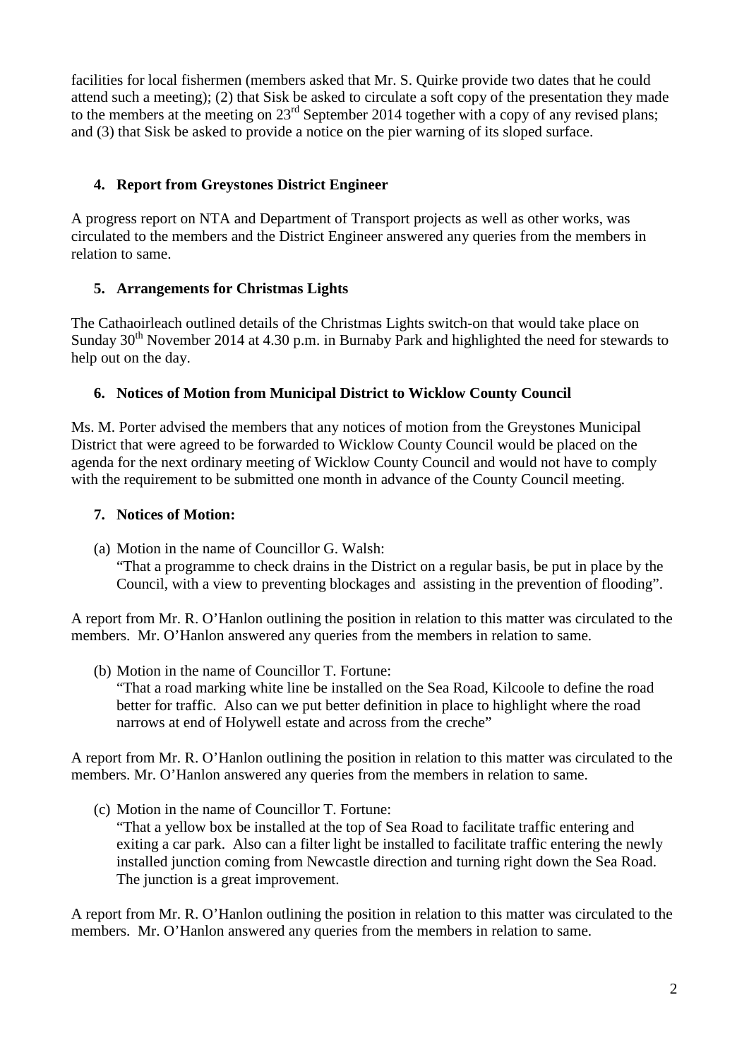facilities for local fishermen (members asked that Mr. S. Quirke provide two dates that he could attend such a meeting); (2) that Sisk be asked to circulate a soft copy of the presentation they made to the members at the meeting on 23rd September 2014 together with a copy of any revised plans; and (3) that Sisk be asked to provide a notice on the pier warning of its sloped surface.

**4. Report from Greystones District Engineer**

A progress report on NTA and Department of Transport projects as well as other works, was circulated to the members and the District Engineer answered any queries from the members in relation to same.

**5. Arrangements for Christmas Lights**

The Cathaoirleach outlined details of the Christmas Lights switch-on that would take place on Sunday 30th November 2014 at 4.30 p.m. in Burnaby Park and highlighted the need for stewards to help out on the day.

**6. Notices of Motion from Municipal District to Wicklow County Council**

Ms. M. Porter advised the members that any notices of motion from the Greystones Municipal District that were agreed to be forwarded to Wicklow County Council would be placed on the agenda for the next ordinary meeting of Wicklow County Council and would not have to comply with the requirement to be submitted one month in advance of the County Council meeting.

**7. Notices of Motion:**

(a) Motion in the name of Councillor G. Walsh:
"That a programme to check drains in the District on a regular basis, be put in place by the Council, with a view to preventing blockages and assisting in the prevention of flooding".

A report from Mr. R. O'Hanlon outlining the position in relation to this matter was circulated to the members. Mr. O'Hanlon answered any queries from the members in relation to same.

(b) Motion in the name of Councillor T. Fortune:
"That a road marking white line be installed on the Sea Road, Kilcoole to define the road better for traffic. Also can we put better definition in place to highlight where the road narrows at end of Holywell estate and across from the creche"

A report from Mr. R. O'Hanlon outlining the position in relation to this matter was circulated to the members. Mr. O'Hanlon answered any queries from the members in relation to same.

(c) Motion in the name of Councillor T. Fortune:
"That a yellow box be installed at the top of Sea Road to facilitate traffic entering and exiting a car park. Also can a filter light be installed to facilitate traffic entering the newly installed junction coming from Newcastle direction and turning right down the Sea Road. The junction is a great improvement.

A report from Mr. R. O'Hanlon outlining the position in relation to this matter was circulated to the members. Mr. O'Hanlon answered any queries from the members in relation to same.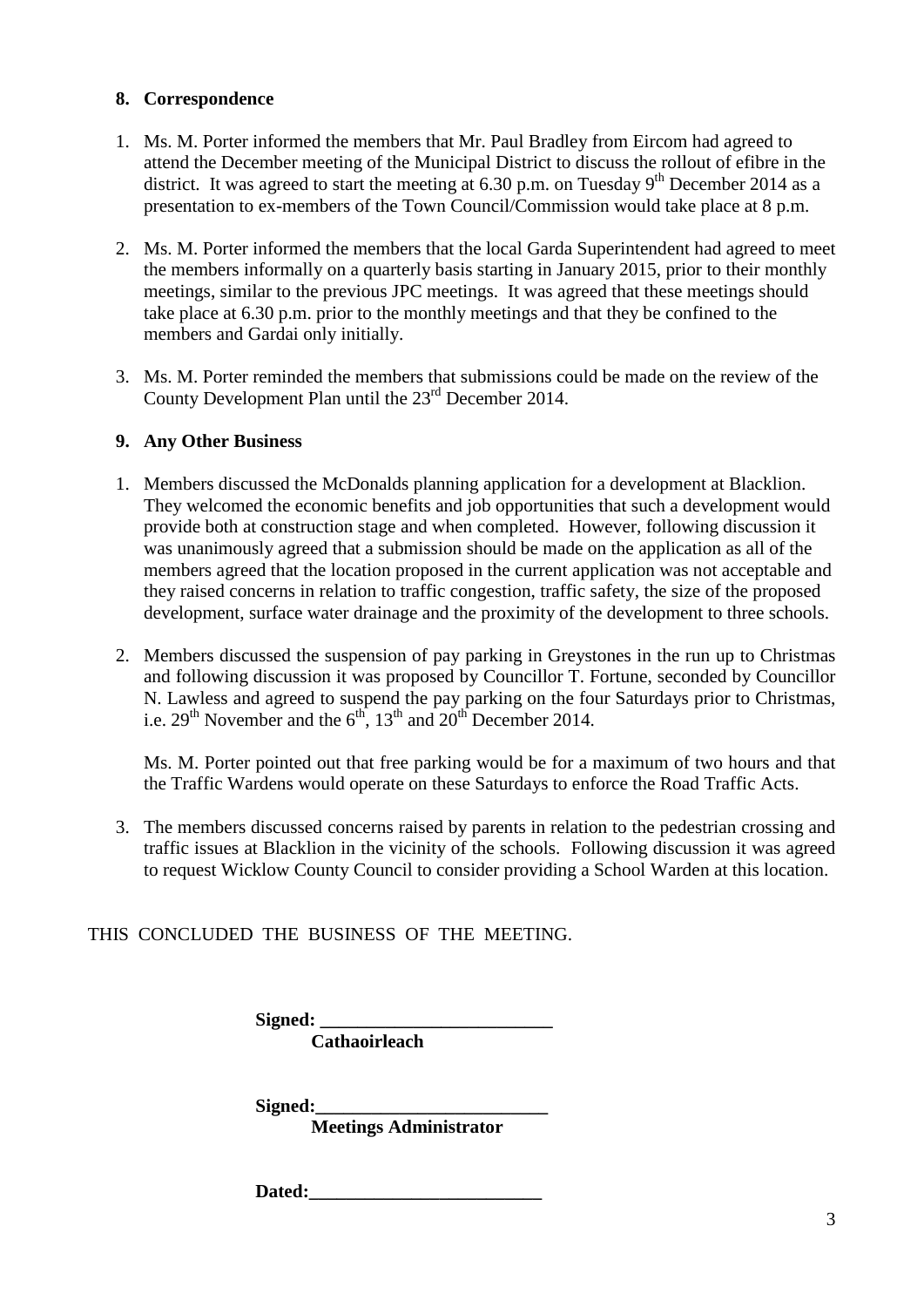## 8. Correspondence

1. Ms. M. Porter informed the members that Mr. Paul Bradley from Eircom had agreed to attend the December meeting of the Municipal District to discuss the rollout of efibre in the district. It was agreed to start the meeting at 6.30 p.m. on Tuesday 9th December 2014 as a presentation to ex-members of the Town Council/Commission would take place at 8 p.m.

2. Ms. M. Porter informed the members that the local Garda Superintendent had agreed to meet the members informally on a quarterly basis starting in January 2015, prior to their monthly meetings, similar to the previous JPC meetings. It was agreed that these meetings should take place at 6.30 p.m. prior to the monthly meetings and that they be confined to the members and Gardai only initially.

3. Ms. M. Porter reminded the members that submissions could be made on the review of the County Development Plan until the 23rd December 2014.

## 9. Any Other Business

1. Members discussed the McDonalds planning application for a development at Blacklion. They welcomed the economic benefits and job opportunities that such a development would provide both at construction stage and when completed. However, following discussion it was unanimously agreed that a submission should be made on the application as all of the members agreed that the location proposed in the current application was not acceptable and they raised concerns in relation to traffic congestion, traffic safety, the size of the proposed development, surface water drainage and the proximity of the development to three schools.

2. Members discussed the suspension of pay parking in Greystones in the run up to Christmas and following discussion it was proposed by Councillor T. Fortune, seconded by Councillor N. Lawless and agreed to suspend the pay parking on the four Saturdays prior to Christmas, i.e. 29th November and the 6th, 13th and 20th December 2014.

   Ms. M. Porter pointed out that free parking would be for a maximum of two hours and that the Traffic Wardens would operate on these Saturdays to enforce the Road Traffic Acts.

3. The members discussed concerns raised by parents in relation to the pedestrian crossing and traffic issues at Blacklion in the vicinity of the schools. Following discussion it was agreed to request Wicklow County Council to consider providing a School Warden at this location.

THIS CONCLUDED THE BUSINESS OF THE MEETING.

**Signed: \_\_\_\_\_\_\_\_\_\_\_\_\_\_\_\_\_\_\_\_\_\_\_\_\_**
**Cathaoirleach**

**Signed:\_\_\_\_\_\_\_\_\_\_\_\_\_\_\_\_\_\_\_\_\_\_\_\_\_**
**Meetings Administrator**

**Dated:\_\_\_\_\_\_\_\_\_\_\_\_\_\_\_\_\_\_\_\_\_\_\_\_\_**